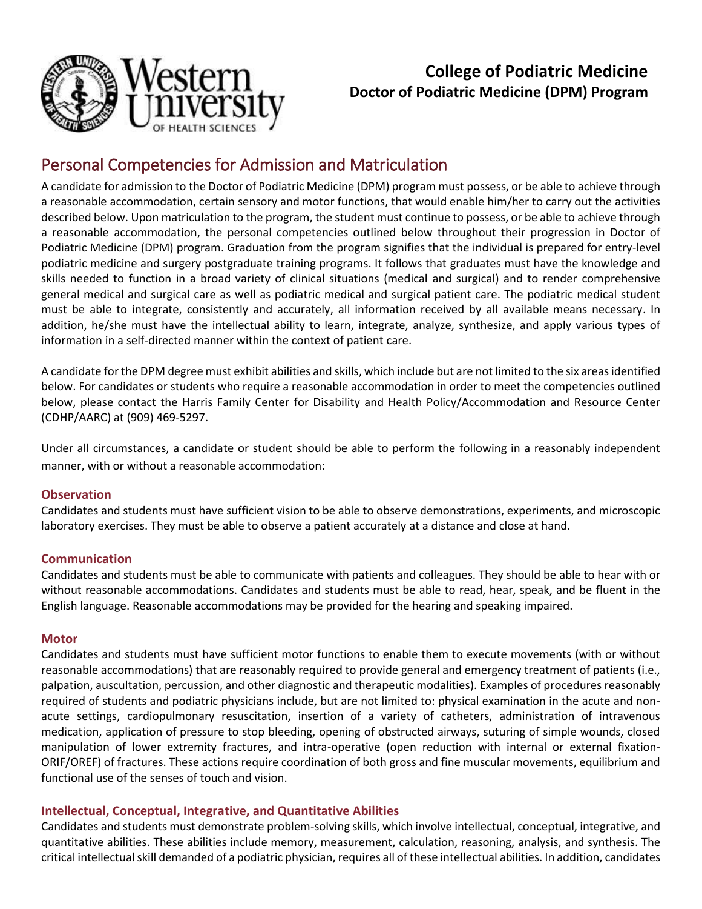**College of Podiatric Medicine**
**Doctor of Podiatric Medicine (DPM) Program**

# Personal Competencies for Admission and Matriculation

A candidate for admission to the Doctor of Podiatric Medicine (DPM) program must possess, or be able to achieve through a reasonable accommodation, certain sensory and motor functions, that would enable him/her to carry out the activities described below. Upon matriculation to the program, the student must continue to possess, or be able to achieve through a reasonable accommodation, the personal competencies outlined below throughout their progression in Doctor of Podiatric Medicine (DPM) program. Graduation from the program signifies that the individual is prepared for entry-level podiatric medicine and surgery postgraduate training programs. It follows that graduates must have the knowledge and skills needed to function in a broad variety of clinical situations (medical and surgical) and to render comprehensive general medical and surgical care as well as podiatric medical and surgical patient care. The podiatric medical student must be able to integrate, consistently and accurately, all information received by all available means necessary. In addition, he/she must have the intellectual ability to learn, integrate, analyze, synthesize, and apply various types of information in a self-directed manner within the context of patient care.

A candidate for the DPM degree must exhibit abilities and skills, which include but are not limited to the six areas identified below. For candidates or students who require a reasonable accommodation in order to meet the competencies outlined below, please contact the Harris Family Center for Disability and Health Policy/Accommodation and Resource Center (CDHP/AARC) at (909) 469-5297.

Under all circumstances, a candidate or student should be able to perform the following in a reasonably independent manner, with or without a reasonable accommodation:

### Observation

Candidates and students must have sufficient vision to be able to observe demonstrations, experiments, and microscopic laboratory exercises. They must be able to observe a patient accurately at a distance and close at hand.

### Communication

Candidates and students must be able to communicate with patients and colleagues. They should be able to hear with or without reasonable accommodations. Candidates and students must be able to read, hear, speak, and be fluent in the English language. Reasonable accommodations may be provided for the hearing and speaking impaired.

### Motor

Candidates and students must have sufficient motor functions to enable them to execute movements (with or without reasonable accommodations) that are reasonably required to provide general and emergency treatment of patients (i.e., palpation, auscultation, percussion, and other diagnostic and therapeutic modalities). Examples of procedures reasonably required of students and podiatric physicians include, but are not limited to: physical examination in the acute and non-acute settings, cardiopulmonary resuscitation, insertion of a variety of catheters, administration of intravenous medication, application of pressure to stop bleeding, opening of obstructed airways, suturing of simple wounds, closed manipulation of lower extremity fractures, and intra-operative (open reduction with internal or external fixation-ORIF/OREF) of fractures. These actions require coordination of both gross and fine muscular movements, equilibrium and functional use of the senses of touch and vision.

### Intellectual, Conceptual, Integrative, and Quantitative Abilities

Candidates and students must demonstrate problem-solving skills, which involve intellectual, conceptual, integrative, and quantitative abilities. These abilities include memory, measurement, calculation, reasoning, analysis, and synthesis. The critical intellectual skill demanded of a podiatric physician, requires all of these intellectual abilities. In addition, candidates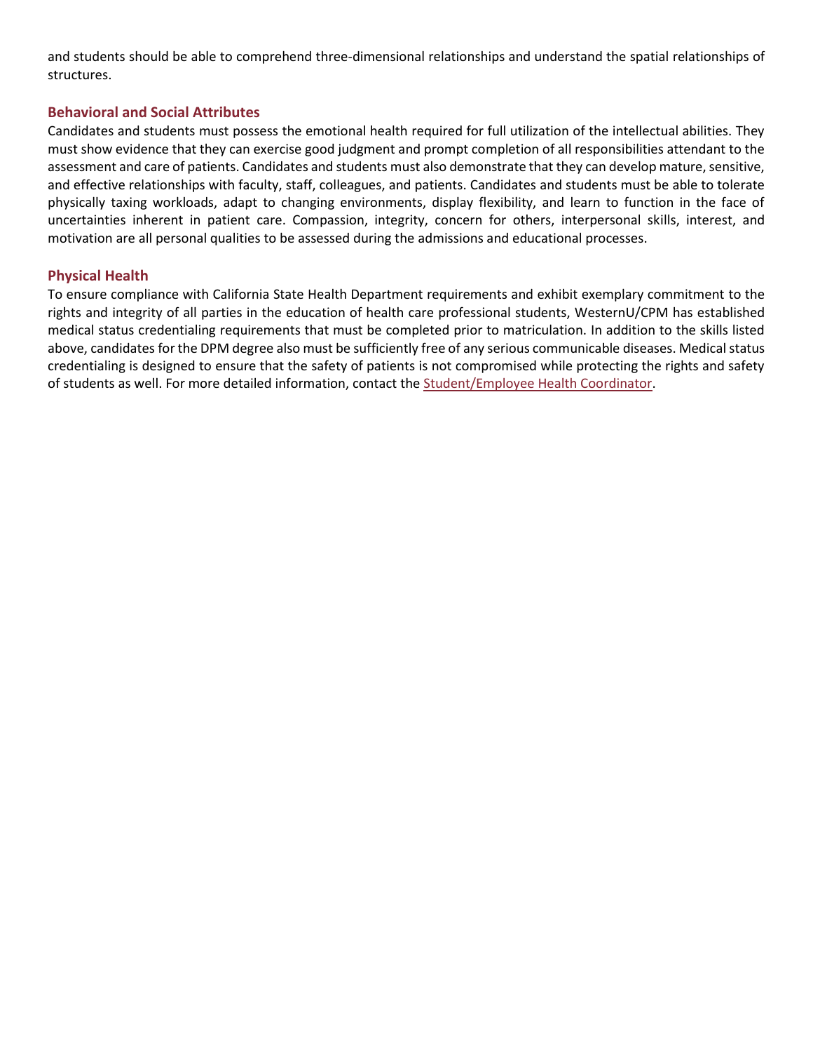and students should be able to comprehend three-dimensional relationships and understand the spatial relationships of structures.

### Behavioral and Social Attributes

Candidates and students must possess the emotional health required for full utilization of the intellectual abilities. They must show evidence that they can exercise good judgment and prompt completion of all responsibilities attendant to the assessment and care of patients. Candidates and students must also demonstrate that they can develop mature, sensitive, and effective relationships with faculty, staff, colleagues, and patients. Candidates and students must be able to tolerate physically taxing workloads, adapt to changing environments, display flexibility, and learn to function in the face of uncertainties inherent in patient care. Compassion, integrity, concern for others, interpersonal skills, interest, and motivation are all personal qualities to be assessed during the admissions and educational processes.

### Physical Health

To ensure compliance with California State Health Department requirements and exhibit exemplary commitment to the rights and integrity of all parties in the education of health care professional students, WesternU/CPM has established medical status credentialing requirements that must be completed prior to matriculation. In addition to the skills listed above, candidates for the DPM degree also must be sufficiently free of any serious communicable diseases. Medical status credentialing is designed to ensure that the safety of patients is not compromised while protecting the rights and safety of students as well. For more detailed information, contact the Student/Employee Health Coordinator.